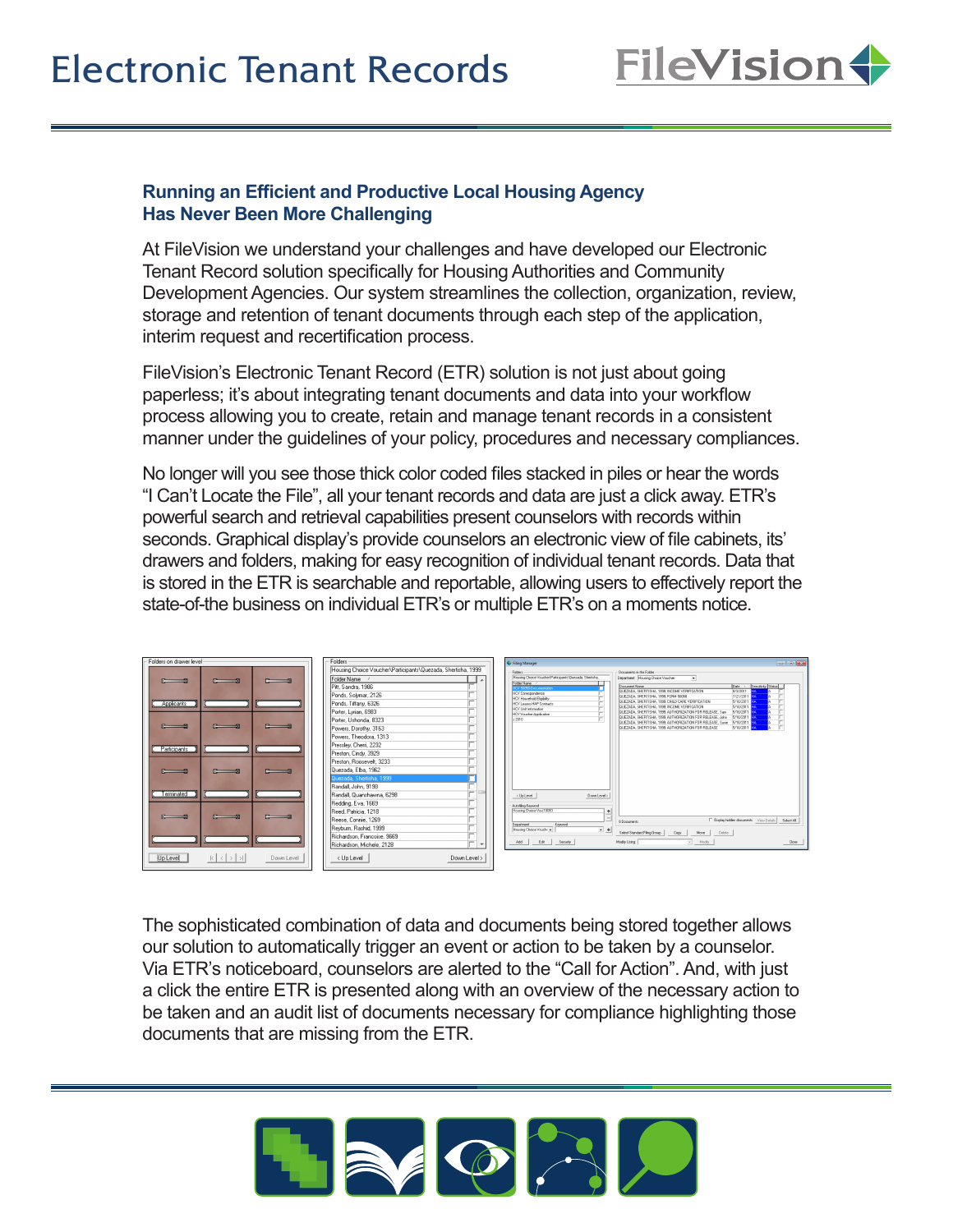# Electronic Tenant Records

FileVision

## Running an Efficient and Productive Local Housing Agency Has Never Been More Challenging

At FileVision we understand your challenges and have developed our Electronic Tenant Record solution specifically for Housing Authorities and Community Development Agencies. Our system streamlines the collection, organization, review, storage and retention of tenant documents through each step of the application, interim request and recertification process.

FileVision's Electronic Tenant Record (ETR) solution is not just about going paperless; it's about integrating tenant documents and data into your workflow process allowing you to create, retain and manage tenant records in a consistent manner under the guidelines of your policy, procedures and necessary compliances.

No longer will you see those thick color coded files stacked in piles or hear the words "I Can't Locate the File", all your tenant records and data are just a click away. ETR's powerful search and retrieval capabilities present counselors with records within seconds. Graphical display's provide counselors an electronic view of file cabinets, its' drawers and folders, making for easy recognition of individual tenant records. Data that is stored in the ETR is searchable and reportable, allowing users to effectively report the state-of-the business on individual ETR's or multiple ETR's on a moments notice.

The sophisticated combination of data and documents being stored together allows our solution to automatically trigger an event or action to be taken by a counselor. Via ETR's noticeboard, counselors are alerted to the "Call for Action". And, with just a click the entire ETR is presented along with an overview of the necessary action to be taken and an audit list of documents necessary for compliance highlighting those documents that are missing from the ETR.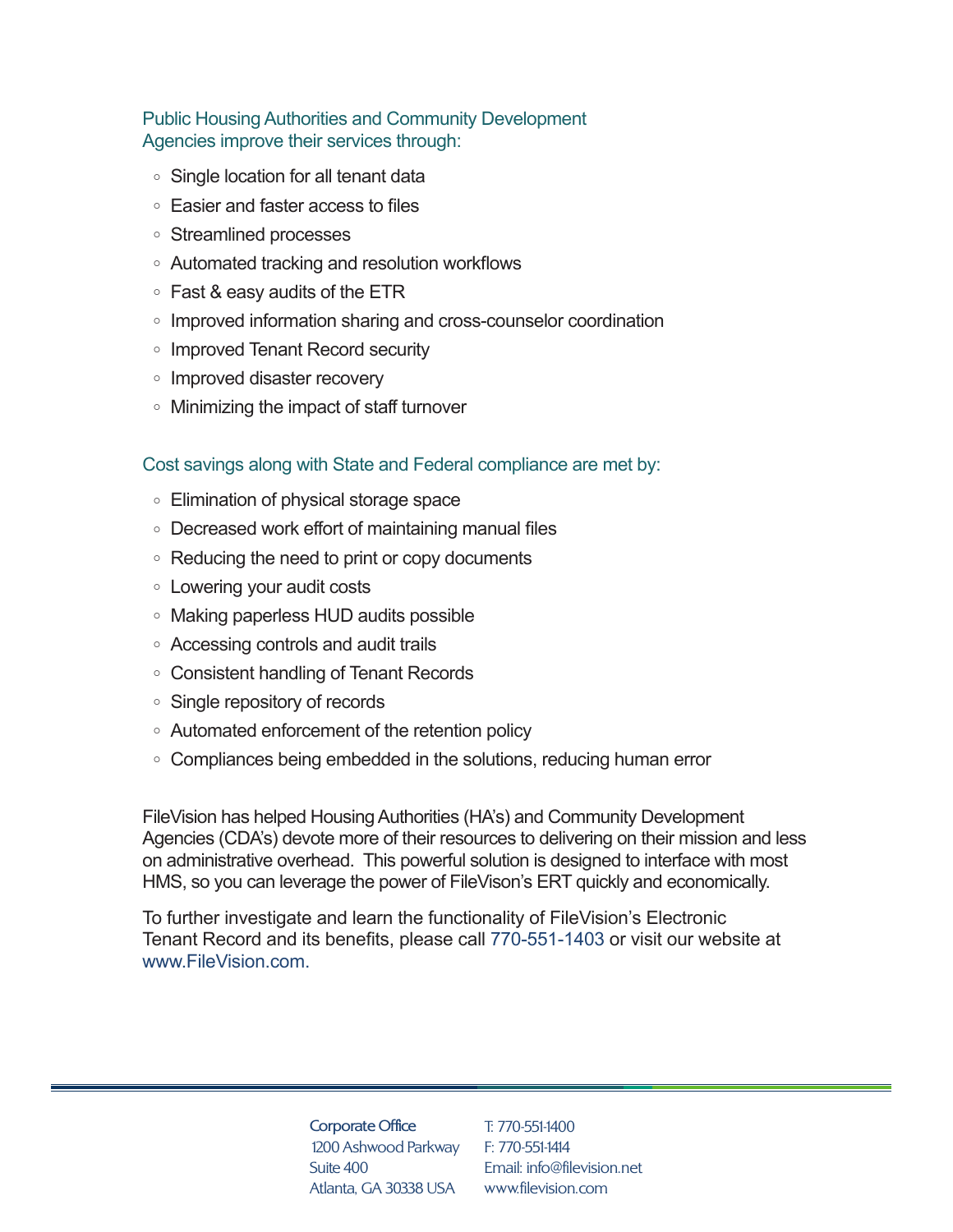Public Housing Authorities and Community Development Agencies improve their services through:

- Single location for all tenant data
- Easier and faster access to files
- Streamlined processes
- Automated tracking and resolution workflows
- Fast & easy audits of the ETR
- Improved information sharing and cross-counselor coordination
- Improved Tenant Record security
- Improved disaster recovery
- Minimizing the impact of staff turnover

Cost savings along with State and Federal compliance are met by:

- Elimination of physical storage space
- Decreased work effort of maintaining manual files
- Reducing the need to print or copy documents
- Lowering your audit costs
- Making paperless HUD audits possible
- Accessing controls and audit trails
- Consistent handling of Tenant Records
- Single repository of records
- Automated enforcement of the retention policy
- Compliances being embedded in the solutions, reducing human error

FileVision has helped Housing Authorities (HA's) and Community Development Agencies (CDA's) devote more of their resources to delivering on their mission and less on administrative overhead. This powerful solution is designed to interface with most HMS, so you can leverage the power of FileVison's ERT quickly and economically.

To further investigate and learn the functionality of FileVision's Electronic Tenant Record and its benefits, please call 770-551-1403 or visit our website at www.FileVision.com.

**Corporate Office**
1200 Ashwood Parkway
Suite 400
Atlanta, GA 30338 USA

T: 770-551-1400
F: 770-551-1414
Email: info@filevision.net
www.filevision.com